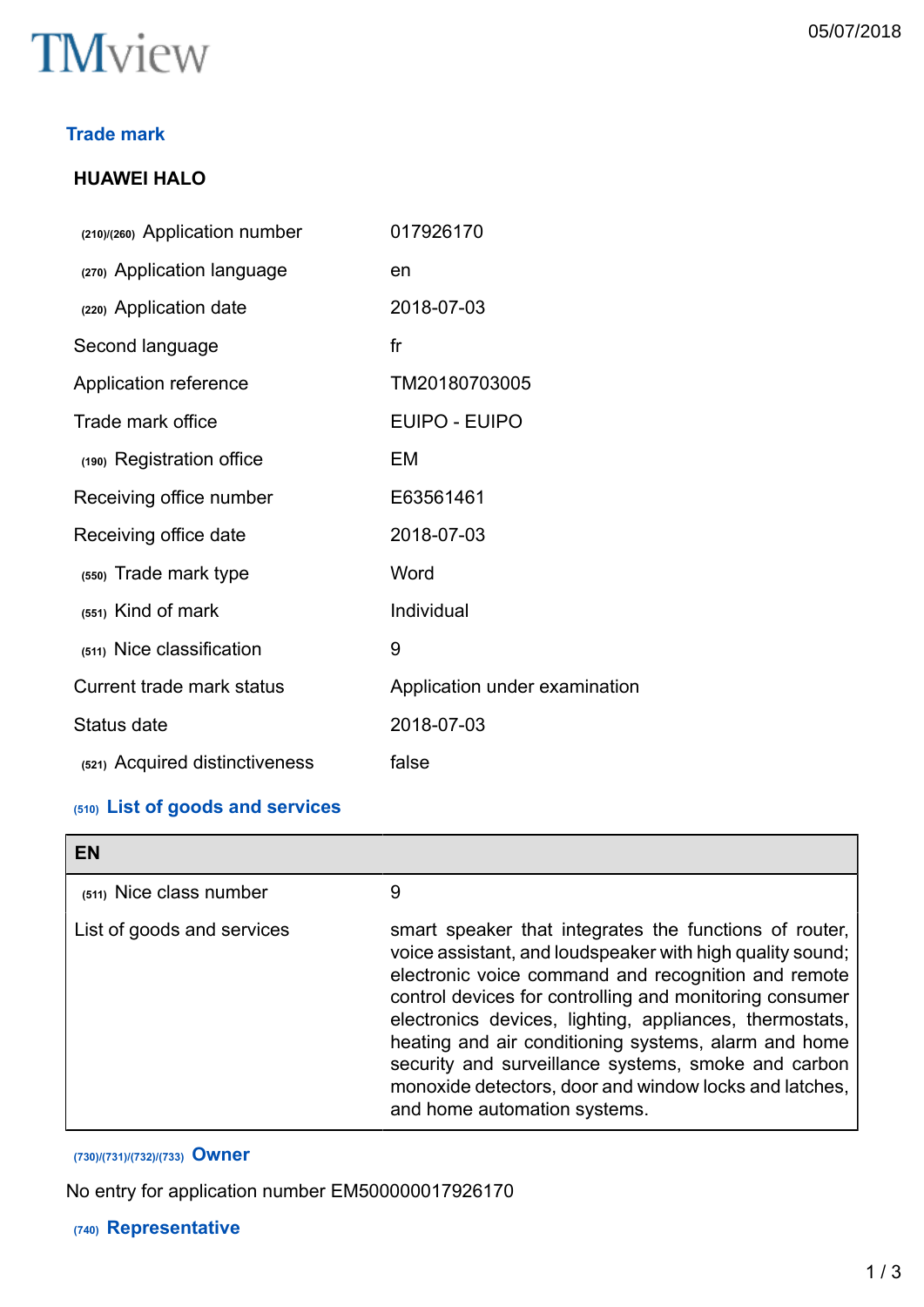TMview

05/07/2018

## Trade mark

### HUAWEI HALO

| | |
|---|---|
| (210)/(260) Application number | 017926170 |
| (270) Application language | en |
| (220) Application date | 2018-07-03 |
| Second language | fr |
| Application reference | TM20180703005 |
| Trade mark office | EUIPO - EUIPO |
| (190) Registration office | EM |
| Receiving office number | E63561461 |
| Receiving office date | 2018-07-03 |
| (550) Trade mark type | Word |
| (551) Kind of mark | Individual |
| (511) Nice classification | 9 |
| Current trade mark status | Application under examination |
| Status date | 2018-07-03 |
| (521) Acquired distinctiveness | false |

## (510) List of goods and services

| EN | |
|---|---|
| (511) Nice class number | 9 |
| List of goods and services | smart speaker that integrates the functions of router, voice assistant, and loudspeaker with high quality sound; electronic voice command and recognition and remote control devices for controlling and monitoring consumer electronics devices, lighting, appliances, thermostats, heating and air conditioning systems, alarm and home security and surveillance systems, smoke and carbon monoxide detectors, door and window locks and latches, and home automation systems. |

## (730)/(731)/(732)/(733) Owner

No entry for application number EM500000017926170

## (740) Representative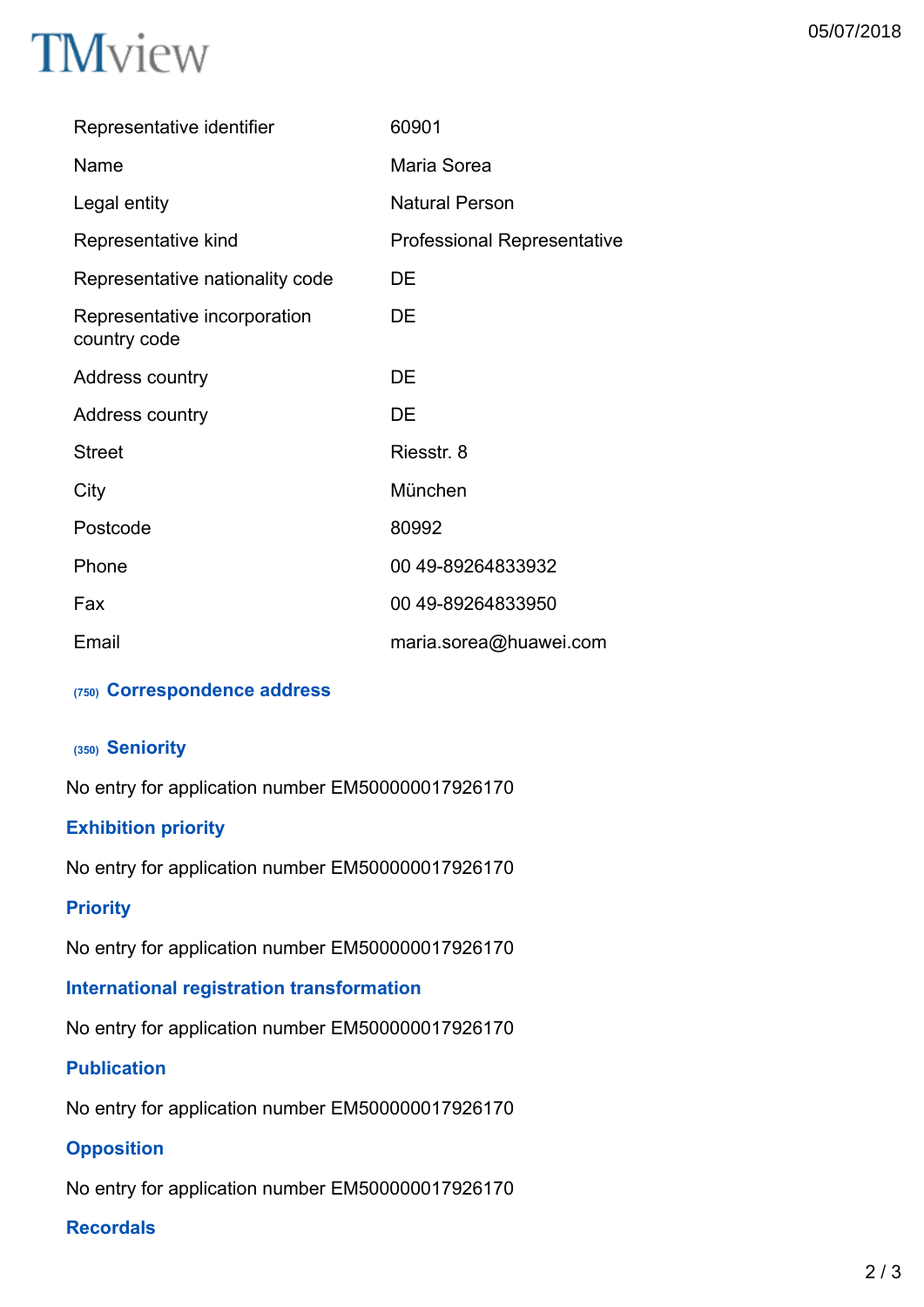| | |
|---|---|
| Representative identifier | 60901 |
| Name | Maria Sorea |
| Legal entity | Natural Person |
| Representative kind | Professional Representative |
| Representative nationality code | DE |
| Representative incorporation country code | DE |
| Address country | DE |
| Address country | DE |
| Street | Riesstr. 8 |
| City | München |
| Postcode | 80992 |
| Phone | 00 49-89264833932 |
| Fax | 00 49-89264833950 |
| Email | maria.sorea@huawei.com |

### (750) Correspondence address

### (350) Seniority

No entry for application number EM500000017926170

### Exhibition priority

No entry for application number EM500000017926170

### Priority

No entry for application number EM500000017926170

### International registration transformation

No entry for application number EM500000017926170

### Publication

No entry for application number EM500000017926170

### Opposition

No entry for application number EM500000017926170

### Recordals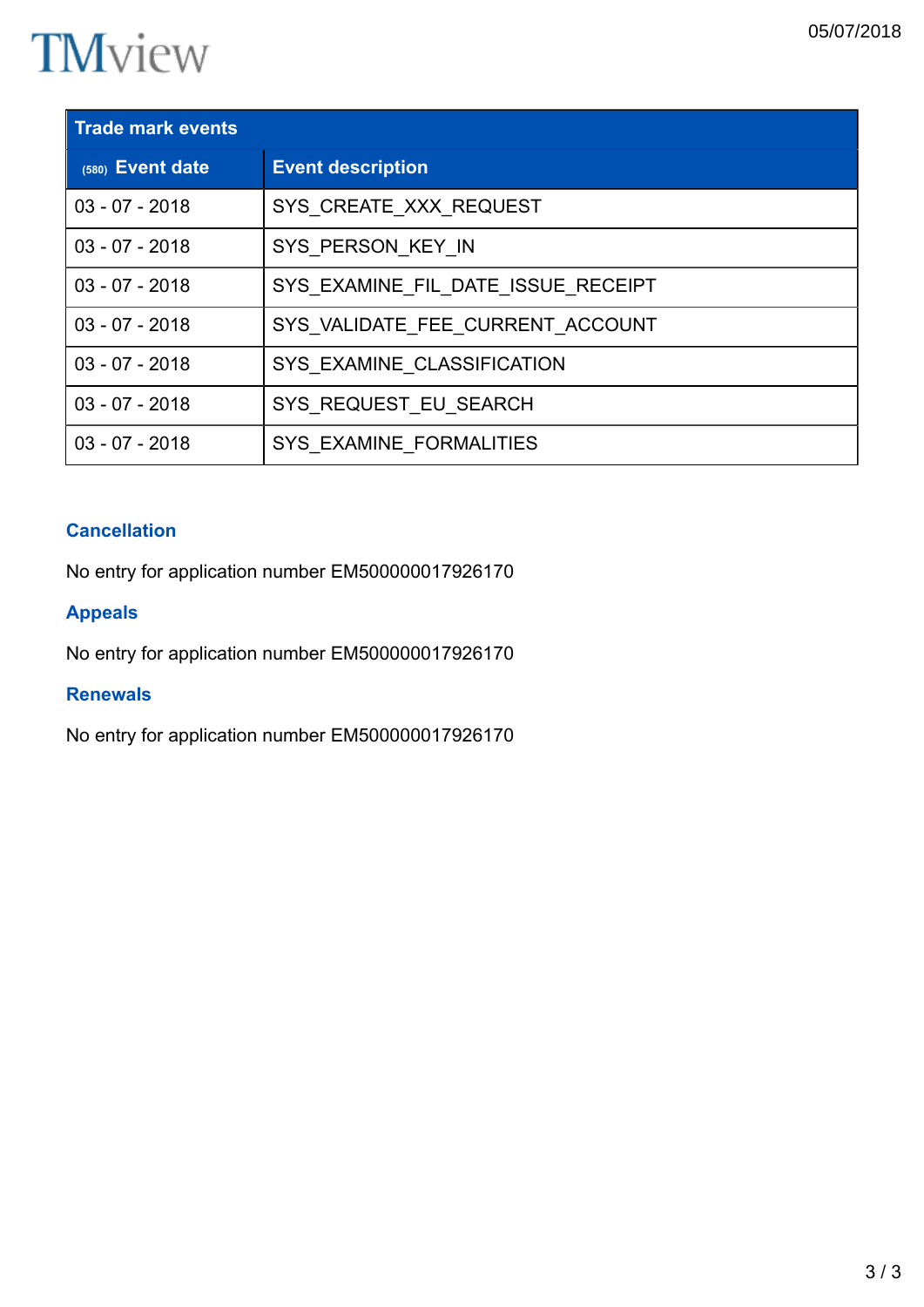| Trade mark events | |
| --- | --- |
| (580) Event date | Event description |
| 03 - 07 - 2018 | SYS_CREATE_XXX_REQUEST |
| 03 - 07 - 2018 | SYS_PERSON_KEY_IN |
| 03 - 07 - 2018 | SYS_EXAMINE_FIL_DATE_ISSUE_RECEIPT |
| 03 - 07 - 2018 | SYS_VALIDATE_FEE_CURRENT_ACCOUNT |
| 03 - 07 - 2018 | SYS_EXAMINE_CLASSIFICATION |
| 03 - 07 - 2018 | SYS_REQUEST_EU_SEARCH |
| 03 - 07 - 2018 | SYS_EXAMINE_FORMALITIES |

## Cancellation

No entry for application number EM500000017926170

## Appeals

No entry for application number EM500000017926170

## Renewals

No entry for application number EM500000017926170